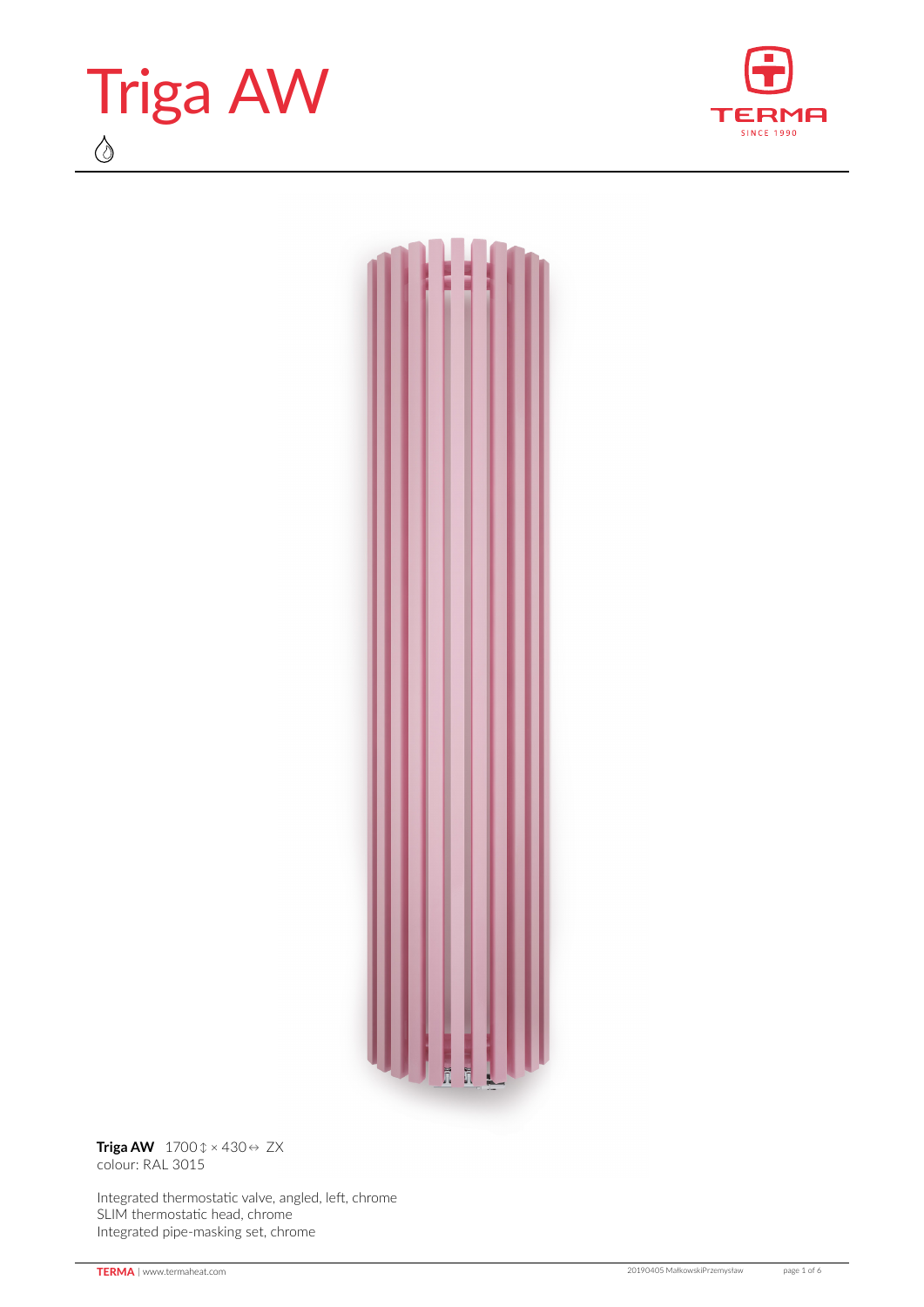# Triga AW

**Triga AW** 1700↕ × 430↔ ZX
colour: RAL 3015

Integrated thermostatic valve, angled, left, chrome
SLIM thermostatic head, chrome
Integrated pipe-masking set, chrome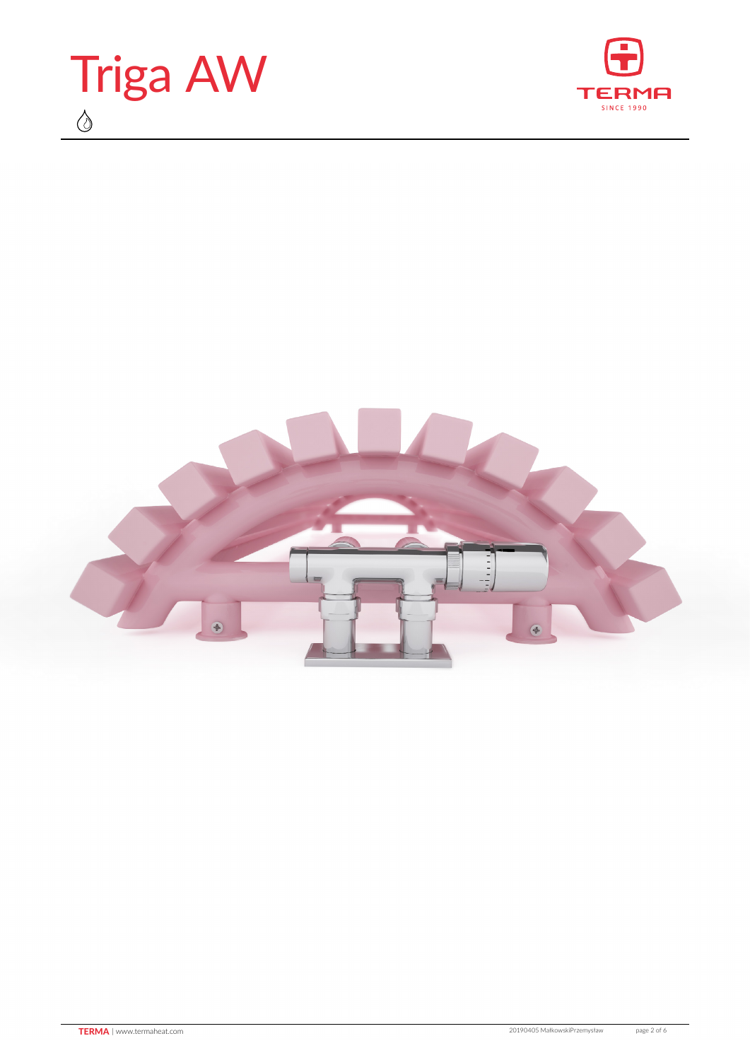# Triga AW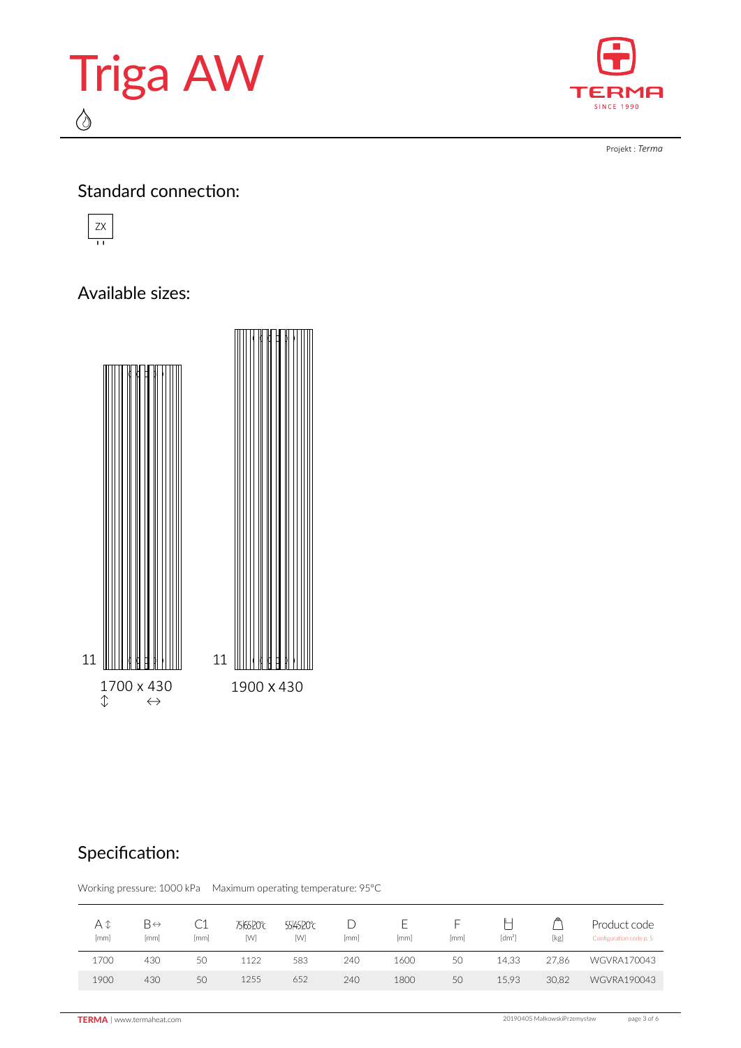# Triga AW

Projekt : *Terma*

## Standard connection:

ZX

## Available sizes:

11 — 1700 x 430

11 — 1900 x 430

## Specification:

Working pressure: 1000 kPa    Maximum operating temperature: 95°C

| A ↕ [mm] | B ↔ [mm] | C1 [mm] | 75/65/20°C [W] | 55/45/20°C [W] | D [mm] | E [mm] | F [mm] | [dm³] | [kg] | Product code (Configuration code p. 5) |
|---|---|---|---|---|---|---|---|---|---|---|
| 1700 | 430 | 50 | 1122 | 583 | 240 | 1600 | 50 | 14,33 | 27,86 | WGVRA170043 |
| 1900 | 430 | 50 | 1255 | 652 | 240 | 1800 | 50 | 15,93 | 30,82 | WGVRA190043 |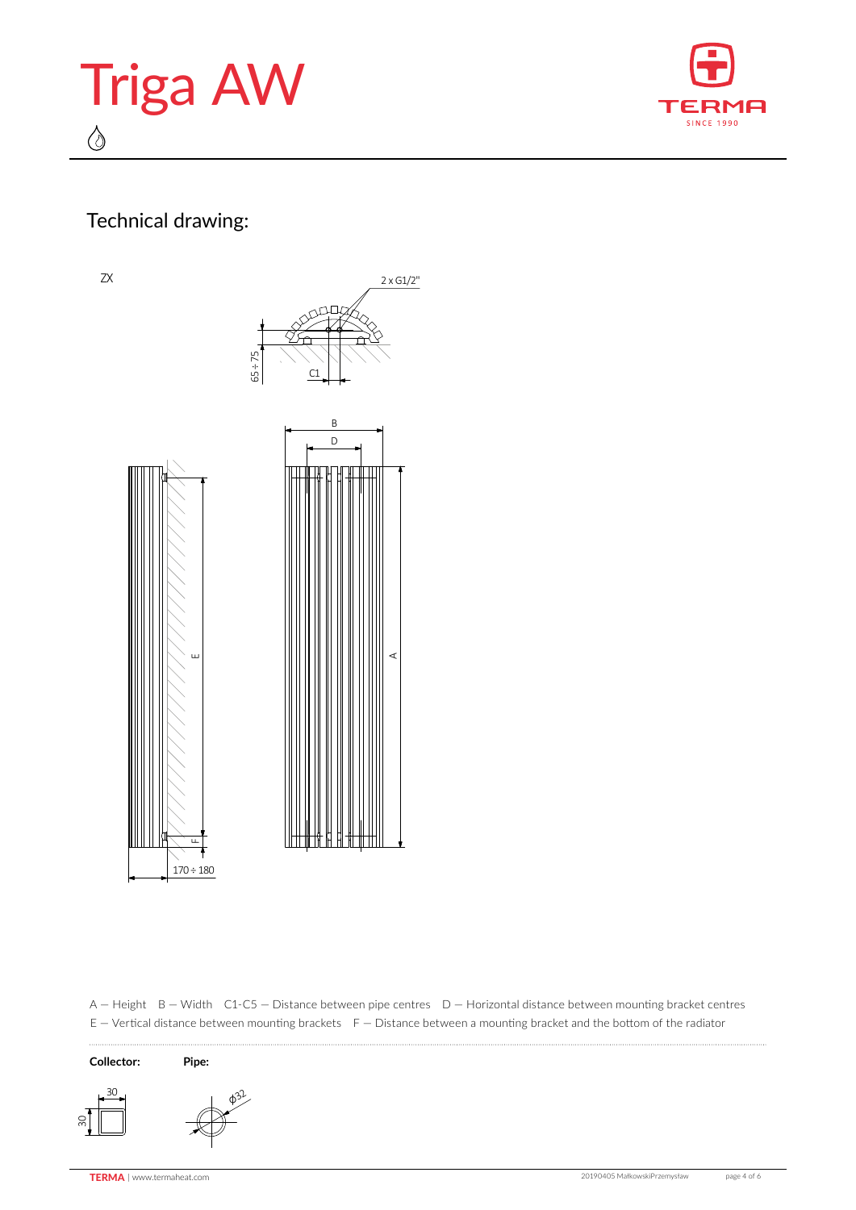# Triga AW

## Technical drawing:

ZX

2 x G1/2"

65 ÷ 75

C1

B

D

E

A

F

170 ÷ 180

A – Height B – Width C1-C5 – Distance between pipe centres D – Horizontal distance between mounting bracket centres
E – Vertical distance between mounting brackets F – Distance between a mounting bracket and the bottom of the radiator

**Collector:** 30 x 30

**Pipe:** ϕ32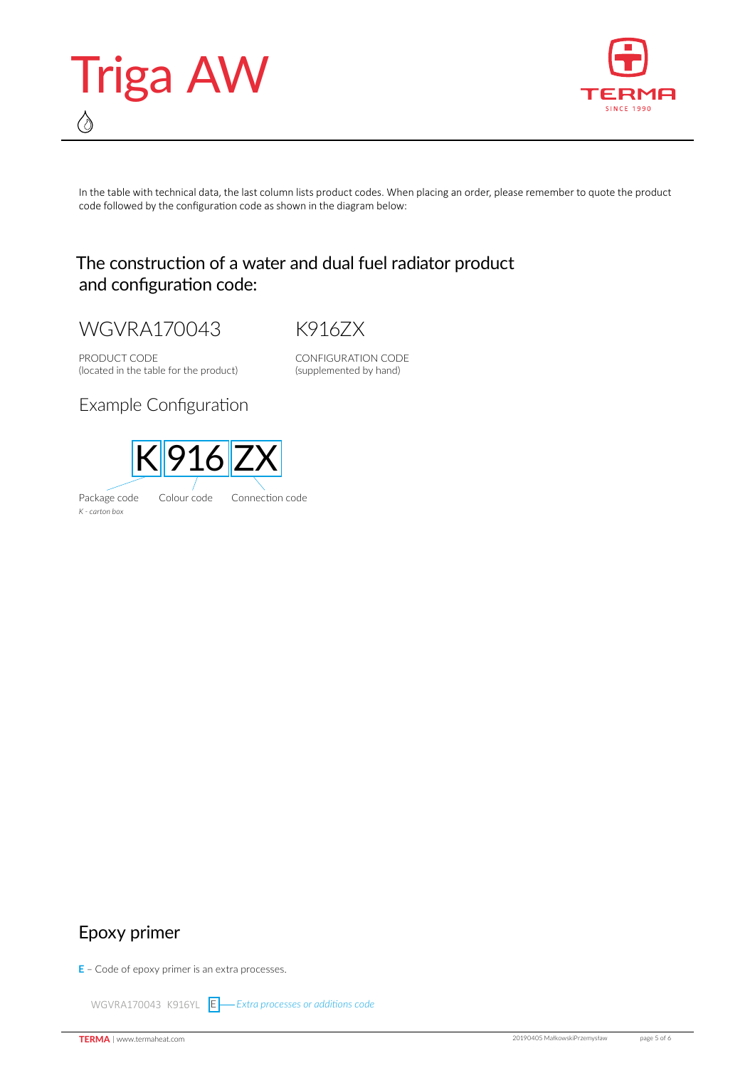# Triga AW

In the table with technical data, the last column lists product codes. When placing an order, please remember to quote the product code followed by the configuration code as shown in the diagram below:

## The construction of a water and dual fuel radiator product and configuration code:

WGVRA170043

PRODUCT CODE
(located in the table for the product)

K916ZX

CONFIGURATION CODE
(supplemented by hand)

### Example Configuration

K 916 ZX

Package code
*K - carton box*

Colour code

Connection code

## Epoxy primer

**E** – Code of epoxy primer is an extra processes.

WGVRA170043 K916YL E — *Extra processes or additions code*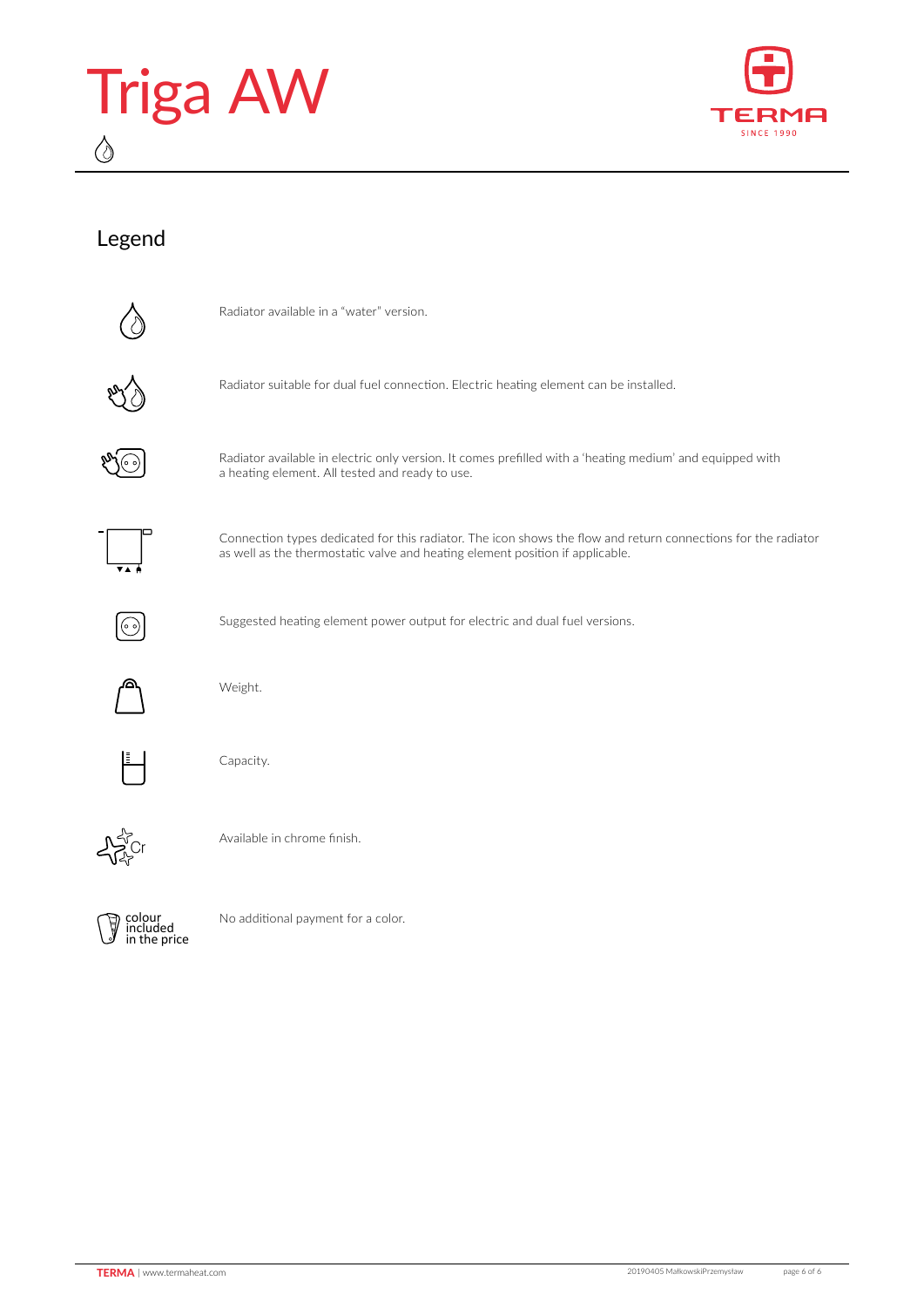# Triga AW

## Legend

Radiator available in a "water" version.

Radiator suitable for dual fuel connection. Electric heating element can be installed.

Radiator available in electric only version. It comes prefilled with a 'heating medium' and equipped with a heating element. All tested and ready to use.

Connection types dedicated for this radiator. The icon shows the flow and return connections for the radiator as well as the thermostatic valve and heating element position if applicable.

Suggested heating element power output for electric and dual fuel versions.

Weight.

Capacity.

Cr

Available in chrome finish.

colour included in the price

No additional payment for a color.